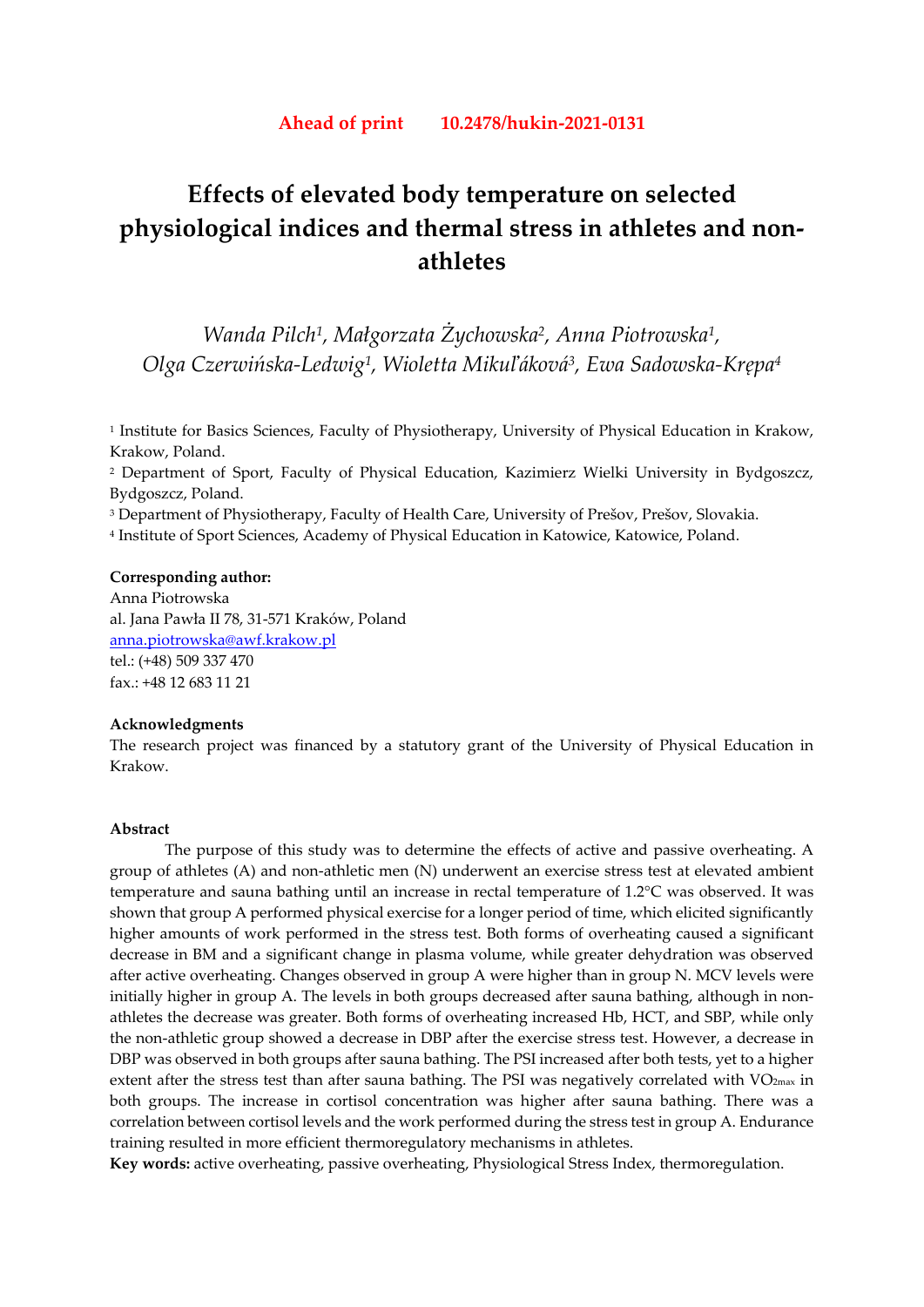**Ahead of print 10.2478/hukin-2021-0131**

# Effects of elevated body temperature on selected physiological indices and thermal stress in athletes and non-athletes

*Wanda Pilch[1], Małgorzata Żychowska[2], Anna Piotrowska[1], Olga Czerwińska-Ledwig[1], Wioletta Mikuľáková[3], Ewa Sadowska-Krępa[4]*

[1] Institute for Basics Sciences, Faculty of Physiotherapy, University of Physical Education in Krakow, Krakow, Poland.

[2] Department of Sport, Faculty of Physical Education, Kazimierz Wielki University in Bydgoszcz, Bydgoszcz, Poland.

[3] Department of Physiotherapy, Faculty of Health Care, University of Prešov, Prešov, Slovakia.

[4] Institute of Sport Sciences, Academy of Physical Education in Katowice, Katowice, Poland.

**Corresponding author:**
Anna Piotrowska
al. Jana Pawła II 78, 31-571 Kraków, Poland
anna.piotrowska@awf.krakow.pl
tel.: (+48) 509 337 470
fax.: +48 12 683 11 21

**Acknowledgments**
The research project was financed by a statutory grant of the University of Physical Education in Krakow.

**Abstract**

The purpose of this study was to determine the effects of active and passive overheating. A group of athletes (A) and non-athletic men (N) underwent an exercise stress test at elevated ambient temperature and sauna bathing until an increase in rectal temperature of 1.2°C was observed. It was shown that group A performed physical exercise for a longer period of time, which elicited significantly higher amounts of work performed in the stress test. Both forms of overheating caused a significant decrease in BM and a significant change in plasma volume, while greater dehydration was observed after active overheating. Changes observed in group A were higher than in group N. MCV levels were initially higher in group A. The levels in both groups decreased after sauna bathing, although in non-athletes the decrease was greater. Both forms of overheating increased Hb, HCT, and SBP, while only the non-athletic group showed a decrease in DBP after the exercise stress test. However, a decrease in DBP was observed in both groups after sauna bathing. The PSI increased after both tests, yet to a higher extent after the stress test than after sauna bathing. The PSI was negatively correlated with $VO_{2max}$ in both groups. The increase in cortisol concentration was higher after sauna bathing. There was a correlation between cortisol levels and the work performed during the stress test in group A. Endurance training resulted in more efficient thermoregulatory mechanisms in athletes.

**Key words:** active overheating, passive overheating, Physiological Stress Index, thermoregulation.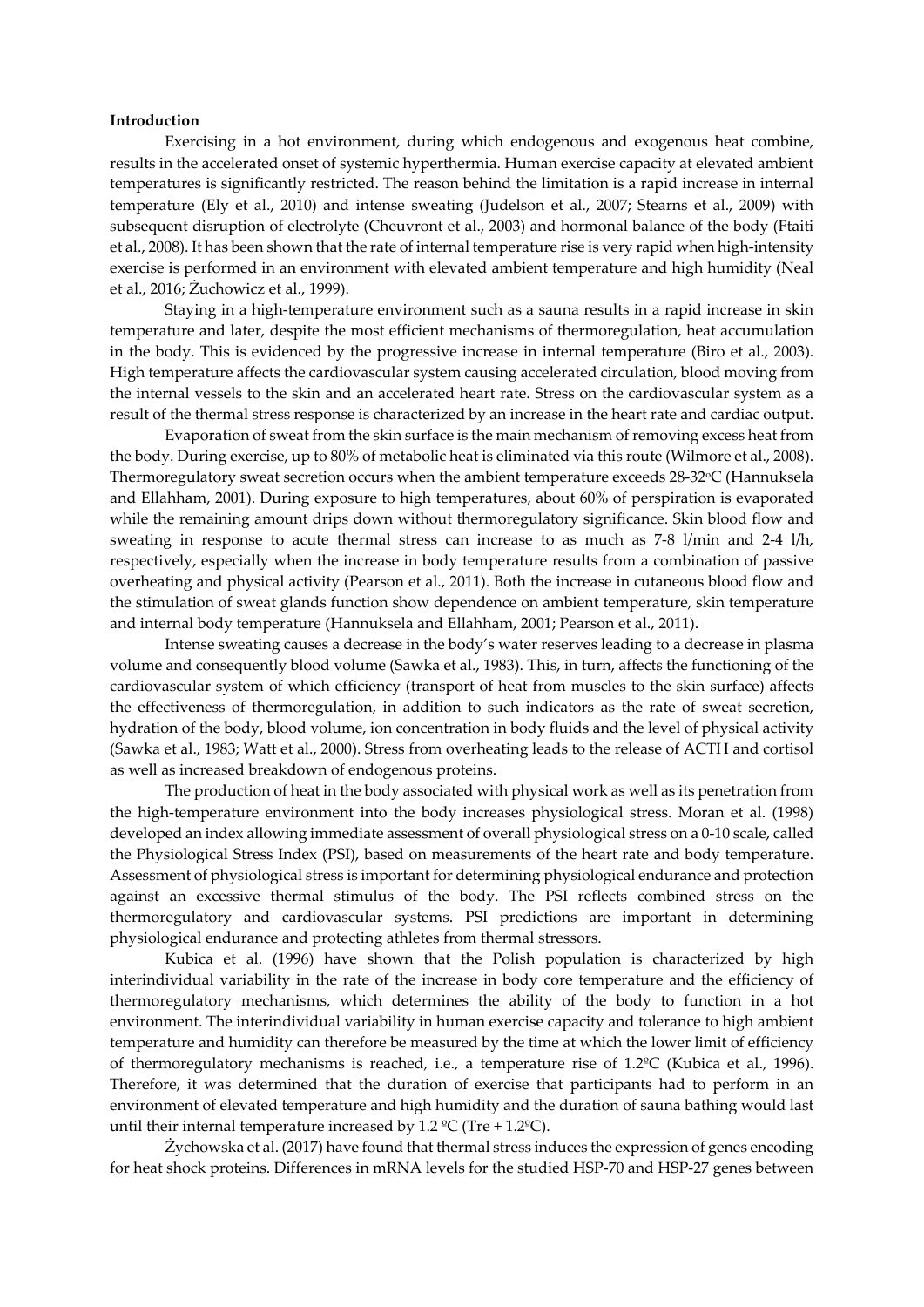**Introduction**

Exercising in a hot environment, during which endogenous and exogenous heat combine, results in the accelerated onset of systemic hyperthermia. Human exercise capacity at elevated ambient temperatures is significantly restricted. The reason behind the limitation is a rapid increase in internal temperature (Ely et al., 2010) and intense sweating (Judelson et al., 2007; Stearns et al., 2009) with subsequent disruption of electrolyte (Cheuvront et al., 2003) and hormonal balance of the body (Ftaiti et al., 2008). It has been shown that the rate of internal temperature rise is very rapid when high-intensity exercise is performed in an environment with elevated ambient temperature and high humidity (Neal et al., 2016; Żuchowicz et al., 1999).

Staying in a high-temperature environment such as a sauna results in a rapid increase in skin temperature and later, despite the most efficient mechanisms of thermoregulation, heat accumulation in the body. This is evidenced by the progressive increase in internal temperature (Biro et al., 2003). High temperature affects the cardiovascular system causing accelerated circulation, blood moving from the internal vessels to the skin and an accelerated heart rate. Stress on the cardiovascular system as a result of the thermal stress response is characterized by an increase in the heart rate and cardiac output.

Evaporation of sweat from the skin surface is the main mechanism of removing excess heat from the body. During exercise, up to 80% of metabolic heat is eliminated via this route (Wilmore et al., 2008). Thermoregulatory sweat secretion occurs when the ambient temperature exceeds 28-32°C (Hannuksela and Ellahham, 2001). During exposure to high temperatures, about 60% of perspiration is evaporated while the remaining amount drips down without thermoregulatory significance. Skin blood flow and sweating in response to acute thermal stress can increase to as much as 7-8 l/min and 2-4 l/h, respectively, especially when the increase in body temperature results from a combination of passive overheating and physical activity (Pearson et al., 2011). Both the increase in cutaneous blood flow and the stimulation of sweat glands function show dependence on ambient temperature, skin temperature and internal body temperature (Hannuksela and Ellahham, 2001; Pearson et al., 2011).

Intense sweating causes a decrease in the body's water reserves leading to a decrease in plasma volume and consequently blood volume (Sawka et al., 1983). This, in turn, affects the functioning of the cardiovascular system of which efficiency (transport of heat from muscles to the skin surface) affects the effectiveness of thermoregulation, in addition to such indicators as the rate of sweat secretion, hydration of the body, blood volume, ion concentration in body fluids and the level of physical activity (Sawka et al., 1983; Watt et al., 2000). Stress from overheating leads to the release of ACTH and cortisol as well as increased breakdown of endogenous proteins.

The production of heat in the body associated with physical work as well as its penetration from the high-temperature environment into the body increases physiological stress. Moran et al. (1998) developed an index allowing immediate assessment of overall physiological stress on a 0-10 scale, called the Physiological Stress Index (PSI), based on measurements of the heart rate and body temperature. Assessment of physiological stress is important for determining physiological endurance and protection against an excessive thermal stimulus of the body. The PSI reflects combined stress on the thermoregulatory and cardiovascular systems. PSI predictions are important in determining physiological endurance and protecting athletes from thermal stressors.

Kubica et al. (1996) have shown that the Polish population is characterized by high interindividual variability in the rate of the increase in body core temperature and the efficiency of thermoregulatory mechanisms, which determines the ability of the body to function in a hot environment. The interindividual variability in human exercise capacity and tolerance to high ambient temperature and humidity can therefore be measured by the time at which the lower limit of efficiency of thermoregulatory mechanisms is reached, i.e., a temperature rise of 1.2°C (Kubica et al., 1996). Therefore, it was determined that the duration of exercise that participants had to perform in an environment of elevated temperature and high humidity and the duration of sauna bathing would last until their internal temperature increased by 1.2 °C (Tre + 1.2°C).

Żychowska et al. (2017) have found that thermal stress induces the expression of genes encoding for heat shock proteins. Differences in mRNA levels for the studied HSP-70 and HSP-27 genes between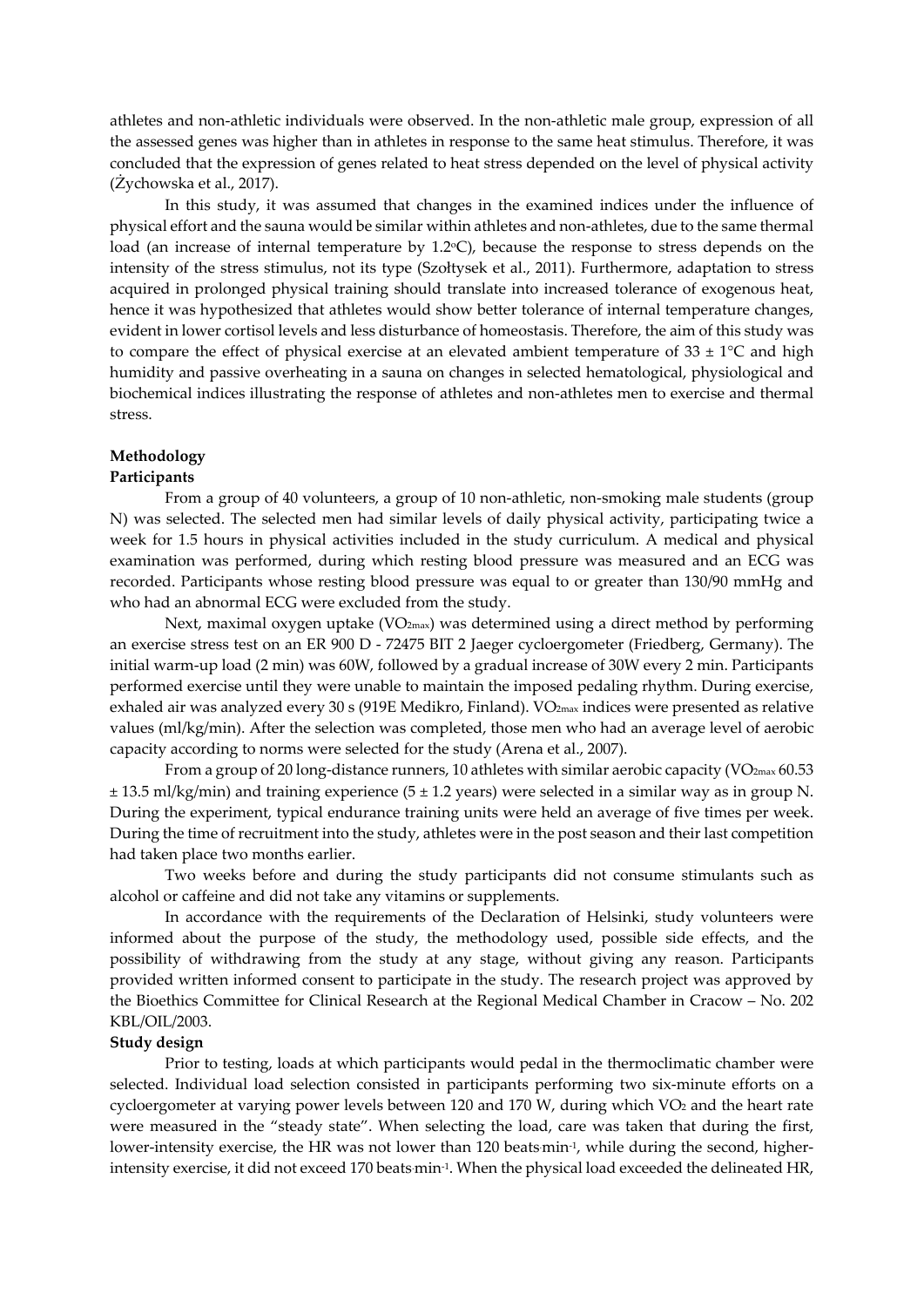athletes and non-athletic individuals were observed. In the non-athletic male group, expression of all the assessed genes was higher than in athletes in response to the same heat stimulus. Therefore, it was concluded that the expression of genes related to heat stress depended on the level of physical activity (Żychowska et al., 2017).

In this study, it was assumed that changes in the examined indices under the influence of physical effort and the sauna would be similar within athletes and non-athletes, due to the same thermal load (an increase of internal temperature by 1.2°C), because the response to stress depends on the intensity of the stress stimulus, not its type (Szołtysek et al., 2011). Furthermore, adaptation to stress acquired in prolonged physical training should translate into increased tolerance of exogenous heat, hence it was hypothesized that athletes would show better tolerance of internal temperature changes, evident in lower cortisol levels and less disturbance of homeostasis. Therefore, the aim of this study was to compare the effect of physical exercise at an elevated ambient temperature of 33 ± 1°C and high humidity and passive overheating in a sauna on changes in selected hematological, physiological and biochemical indices illustrating the response of athletes and non-athletes men to exercise and thermal stress.

## Methodology

### Participants

From a group of 40 volunteers, a group of 10 non-athletic, non-smoking male students (group N) was selected. The selected men had similar levels of daily physical activity, participating twice a week for 1.5 hours in physical activities included in the study curriculum. A medical and physical examination was performed, during which resting blood pressure was measured and an ECG was recorded. Participants whose resting blood pressure was equal to or greater than 130/90 mmHg and who had an abnormal ECG were excluded from the study.

Next, maximal oxygen uptake ($VO_{2max}$) was determined using a direct method by performing an exercise stress test on an ER 900 D - 72475 BIT 2 Jaeger cycloergometer (Friedberg, Germany). The initial warm-up load (2 min) was 60W, followed by a gradual increase of 30W every 2 min. Participants performed exercise until they were unable to maintain the imposed pedaling rhythm. During exercise, exhaled air was analyzed every 30 s (919E Medikro, Finland). $VO_{2max}$ indices were presented as relative values (ml/kg/min). After the selection was completed, those men who had an average level of aerobic capacity according to norms were selected for the study (Arena et al., 2007).

From a group of 20 long-distance runners, 10 athletes with similar aerobic capacity ($VO_{2max}$ 60.53 ± 13.5 ml/kg/min) and training experience (5 ± 1.2 years) were selected in a similar way as in group N. During the experiment, typical endurance training units were held an average of five times per week. During the time of recruitment into the study, athletes were in the post season and their last competition had taken place two months earlier.

Two weeks before and during the study participants did not consume stimulants such as alcohol or caffeine and did not take any vitamins or supplements.

In accordance with the requirements of the Declaration of Helsinki, study volunteers were informed about the purpose of the study, the methodology used, possible side effects, and the possibility of withdrawing from the study at any stage, without giving any reason. Participants provided written informed consent to participate in the study. The research project was approved by the Bioethics Committee for Clinical Research at the Regional Medical Chamber in Cracow – No. 202 KBL/OIL/2003.

### Study design

Prior to testing, loads at which participants would pedal in the thermoclimatic chamber were selected. Individual load selection consisted in participants performing two six-minute efforts on a cycloergometer at varying power levels between 120 and 170 W, during which $VO_2$ and the heart rate were measured in the "steady state". When selecting the load, care was taken that during the first, lower-intensity exercise, the HR was not lower than 120 beats·min$^{-1}$, while during the second, higher-intensity exercise, it did not exceed 170 beats·min$^{-1}$. When the physical load exceeded the delineated HR,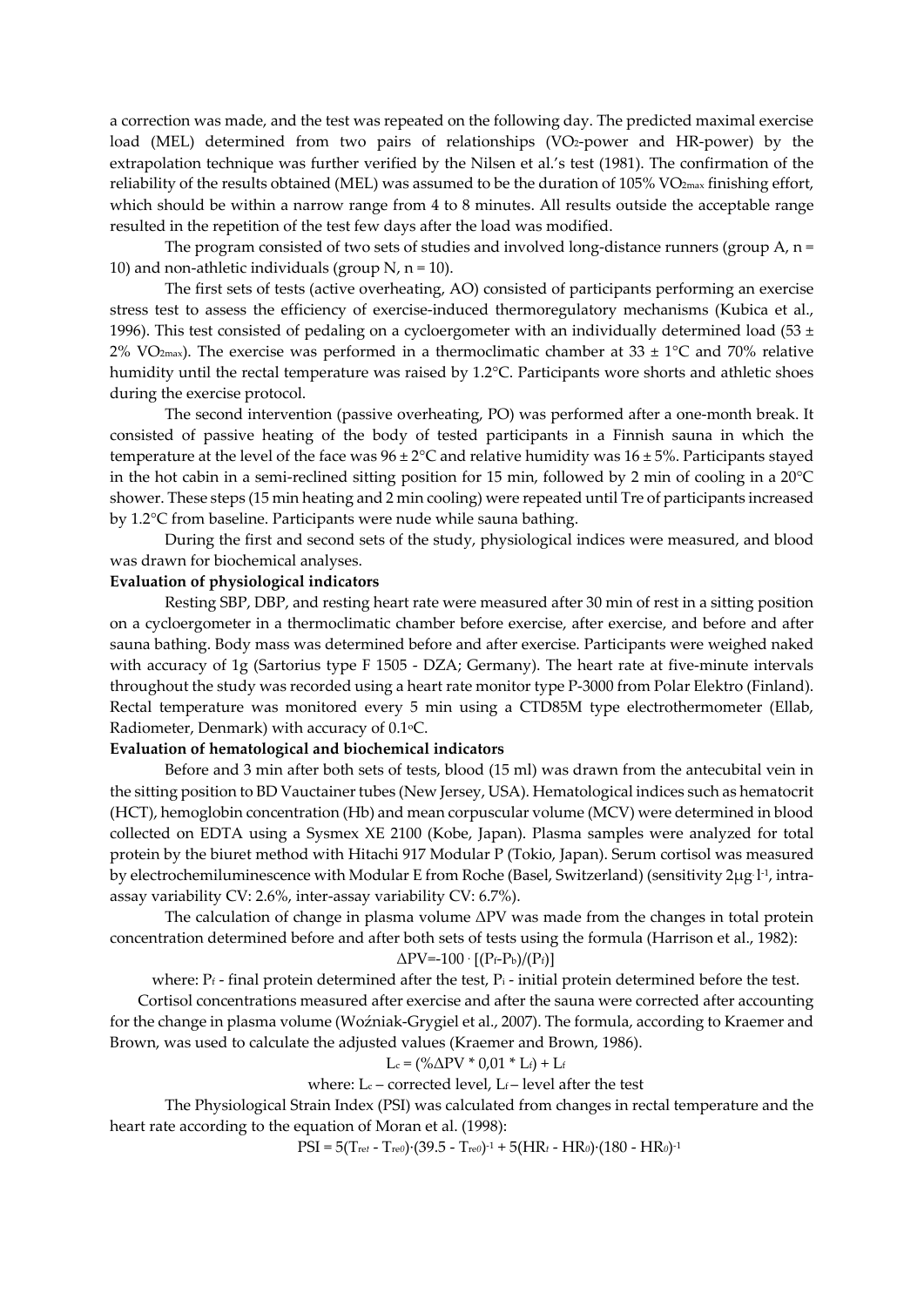a correction was made, and the test was repeated on the following day. The predicted maximal exercise load (MEL) determined from two pairs of relationships ($VO_2$-power and HR-power) by the extrapolation technique was further verified by the Nilsen et al.'s test (1981). The confirmation of the reliability of the results obtained (MEL) was assumed to be the duration of 105% $VO_{2max}$ finishing effort, which should be within a narrow range from 4 to 8 minutes. All results outside the acceptable range resulted in the repetition of the test few days after the load was modified.

The program consisted of two sets of studies and involved long-distance runners (group A, n = 10) and non-athletic individuals (group N, n = 10).

The first sets of tests (active overheating, AO) consisted of participants performing an exercise stress test to assess the efficiency of exercise-induced thermoregulatory mechanisms (Kubica et al., 1996). This test consisted of pedaling on a cycloergometer with an individually determined load (53 ± 2% $VO_{2max}$). The exercise was performed in a thermoclimatic chamber at 33 ± 1°C and 70% relative humidity until the rectal temperature was raised by 1.2°C. Participants wore shorts and athletic shoes during the exercise protocol.

The second intervention (passive overheating, PO) was performed after a one-month break. It consisted of passive heating of the body of tested participants in a Finnish sauna in which the temperature at the level of the face was 96 ± 2°C and relative humidity was 16 ± 5%. Participants stayed in the hot cabin in a semi-reclined sitting position for 15 min, followed by 2 min of cooling in a 20°C shower. These steps (15 min heating and 2 min cooling) were repeated until Tre of participants increased by 1.2°C from baseline. Participants were nude while sauna bathing.

During the first and second sets of the study, physiological indices were measured, and blood was drawn for biochemical analyses.

**Evaluation of physiological indicators**

Resting SBP, DBP, and resting heart rate were measured after 30 min of rest in a sitting position on a cycloergometer in a thermoclimatic chamber before exercise, after exercise, and before and after sauna bathing. Body mass was determined before and after exercise. Participants were weighed naked with accuracy of 1g (Sartorius type F 1505 - DZA; Germany). The heart rate at five-minute intervals throughout the study was recorded using a heart rate monitor type P-3000 from Polar Elektro (Finland). Rectal temperature was monitored every 5 min using a CTD85M type electrothermometer (Ellab, Radiometer, Denmark) with accuracy of 0.1°C.

**Evaluation of hematological and biochemical indicators**

Before and 3 min after both sets of tests, blood (15 ml) was drawn from the antecubital vein in the sitting position to BD Vauctainer tubes (New Jersey, USA). Hematological indices such as hematocrit (HCT), hemoglobin concentration (Hb) and mean corpuscular volume (MCV) were determined in blood collected on EDTA using a Sysmex XE 2100 (Kobe, Japan). Plasma samples were analyzed for total protein by the biuret method with Hitachi 917 Modular P (Tokio, Japan). Serum cortisol was measured by electrochemiluminescence with Modular E from Roche (Basel, Switzerland) (sensitivity 2μg·l$^{-1}$, intra-assay variability CV: 2.6%, inter-assay variability CV: 6.7%).

The calculation of change in plasma volume ΔPV was made from the changes in total protein concentration determined before and after both sets of tests using the formula (Harrison et al., 1982):

$$\Delta PV = -100 \cdot [(P_f - P_b)/(P_f)]$$

where: $P_f$ - final protein determined after the test, $P_i$ - initial protein determined before the test.

Cortisol concentrations measured after exercise and after the sauna were corrected after accounting for the change in plasma volume (Woźniak-Grygiel et al., 2007). The formula, according to Kraemer and Brown, was used to calculate the adjusted values (Kraemer and Brown, 1986).

$$L_c = (\%\Delta PV * 0{,}01 * L_f) + L_f$$

where: $L_c$ – corrected level, $L_f$ – level after the test

The Physiological Strain Index (PSI) was calculated from changes in rectal temperature and the heart rate according to the equation of Moran et al. (1998):

$$PSI = 5(T_{ret} - T_{re0}) \cdot (39.5 - T_{re0})^{-1} + 5(HR_t - HR_0) \cdot (180 - HR_0)^{-1}$$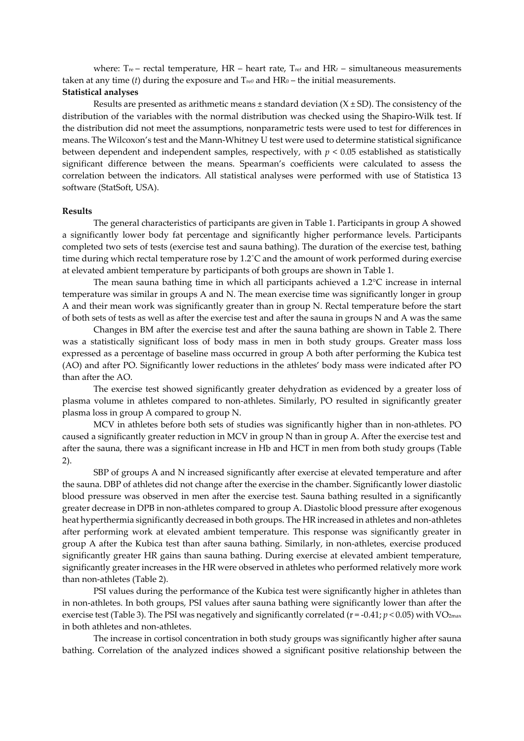where: $T_{re}$ – rectal temperature, HR – heart rate, $T_{ret}$ and $HR_t$ – simultaneous measurements taken at any time ($t$) during the exposure and $T_{re0}$ and $HR_0$ – the initial measurements.

**Statistical analyses**

Results are presented as arithmetic means ± standard deviation (X ± SD). The consistency of the distribution of the variables with the normal distribution was checked using the Shapiro-Wilk test. If the distribution did not meet the assumptions, nonparametric tests were used to test for differences in means. The Wilcoxon's test and the Mann-Whitney U test were used to determine statistical significance between dependent and independent samples, respectively, with $p < 0.05$ established as statistically significant difference between the means. Spearman's coefficients were calculated to assess the correlation between the indicators. All statistical analyses were performed with use of Statistica 13 software (StatSoft, USA).

**Results**

The general characteristics of participants are given in Table 1. Participants in group A showed a significantly lower body fat percentage and significantly higher performance levels. Participants completed two sets of tests (exercise test and sauna bathing). The duration of the exercise test, bathing time during which rectal temperature rose by 1.2°C and the amount of work performed during exercise at elevated ambient temperature by participants of both groups are shown in Table 1.

The mean sauna bathing time in which all participants achieved a 1.2°C increase in internal temperature was similar in groups A and N. The mean exercise time was significantly longer in group A and their mean work was significantly greater than in group N. Rectal temperature before the start of both sets of tests as well as after the exercise test and after the sauna in groups N and A was the same

Changes in BM after the exercise test and after the sauna bathing are shown in Table 2. There was a statistically significant loss of body mass in men in both study groups. Greater mass loss expressed as a percentage of baseline mass occurred in group A both after performing the Kubica test (AO) and after PO. Significantly lower reductions in the athletes' body mass were indicated after PO than after the AO.

The exercise test showed significantly greater dehydration as evidenced by a greater loss of plasma volume in athletes compared to non-athletes. Similarly, PO resulted in significantly greater plasma loss in group A compared to group N.

MCV in athletes before both sets of studies was significantly higher than in non-athletes. PO caused a significantly greater reduction in MCV in group N than in group A. After the exercise test and after the sauna, there was a significant increase in Hb and HCT in men from both study groups (Table 2).

SBP of groups A and N increased significantly after exercise at elevated temperature and after the sauna. DBP of athletes did not change after the exercise in the chamber. Significantly lower diastolic blood pressure was observed in men after the exercise test. Sauna bathing resulted in a significantly greater decrease in DPB in non-athletes compared to group A. Diastolic blood pressure after exogenous heat hyperthermia significantly decreased in both groups. The HR increased in athletes and non-athletes after performing work at elevated ambient temperature. This response was significantly greater in group A after the Kubica test than after sauna bathing. Similarly, in non-athletes, exercise produced significantly greater HR gains than sauna bathing. During exercise at elevated ambient temperature, significantly greater increases in the HR were observed in athletes who performed relatively more work than non-athletes (Table 2).

PSI values during the performance of the Kubica test were significantly higher in athletes than in non-athletes. In both groups, PSI values after sauna bathing were significantly lower than after the exercise test (Table 3). The PSI was negatively and significantly correlated ($r = -0.41$; $p < 0.05$) with $VO_{2max}$ in both athletes and non-athletes.

The increase in cortisol concentration in both study groups was significantly higher after sauna bathing. Correlation of the analyzed indices showed a significant positive relationship between the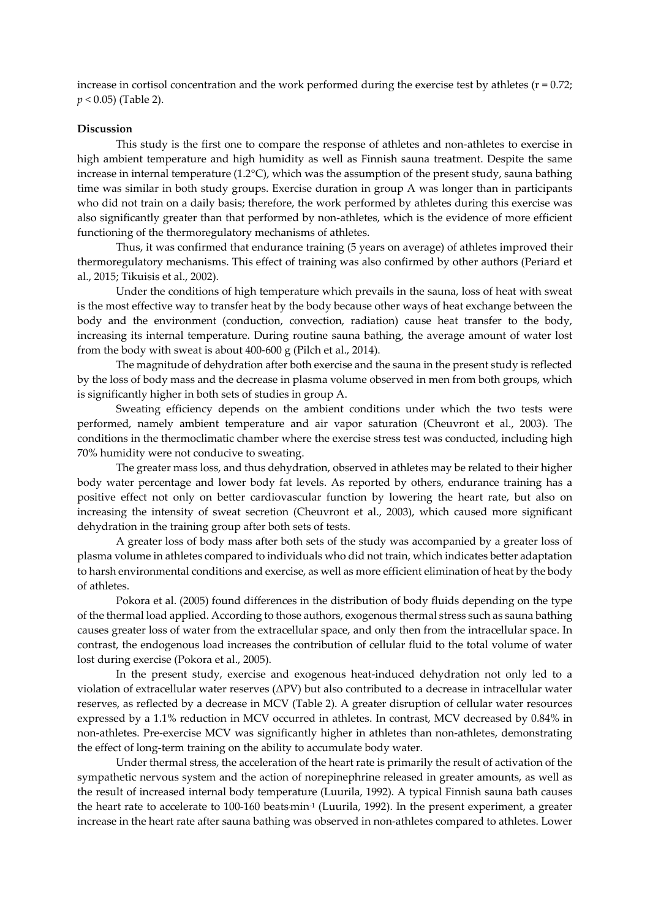increase in cortisol concentration and the work performed during the exercise test by athletes ($r = 0.72$; $p < 0.05$) (Table 2).

**Discussion**

This study is the first one to compare the response of athletes and non-athletes to exercise in high ambient temperature and high humidity as well as Finnish sauna treatment. Despite the same increase in internal temperature (1.2°C), which was the assumption of the present study, sauna bathing time was similar in both study groups. Exercise duration in group A was longer than in participants who did not train on a daily basis; therefore, the work performed by athletes during this exercise was also significantly greater than that performed by non-athletes, which is the evidence of more efficient functioning of the thermoregulatory mechanisms of athletes.

Thus, it was confirmed that endurance training (5 years on average) of athletes improved their thermoregulatory mechanisms. This effect of training was also confirmed by other authors (Periard et al., 2015; Tikuisis et al., 2002).

Under the conditions of high temperature which prevails in the sauna, loss of heat with sweat is the most effective way to transfer heat by the body because other ways of heat exchange between the body and the environment (conduction, convection, radiation) cause heat transfer to the body, increasing its internal temperature. During routine sauna bathing, the average amount of water lost from the body with sweat is about 400-600 g (Pilch et al., 2014).

The magnitude of dehydration after both exercise and the sauna in the present study is reflected by the loss of body mass and the decrease in plasma volume observed in men from both groups, which is significantly higher in both sets of studies in group A.

Sweating efficiency depends on the ambient conditions under which the two tests were performed, namely ambient temperature and air vapor saturation (Cheuvront et al., 2003). The conditions in the thermoclimatic chamber where the exercise stress test was conducted, including high 70% humidity were not conducive to sweating.

The greater mass loss, and thus dehydration, observed in athletes may be related to their higher body water percentage and lower body fat levels. As reported by others, endurance training has a positive effect not only on better cardiovascular function by lowering the heart rate, but also on increasing the intensity of sweat secretion (Cheuvront et al., 2003), which caused more significant dehydration in the training group after both sets of tests.

A greater loss of body mass after both sets of the study was accompanied by a greater loss of plasma volume in athletes compared to individuals who did not train, which indicates better adaptation to harsh environmental conditions and exercise, as well as more efficient elimination of heat by the body of athletes.

Pokora et al. (2005) found differences in the distribution of body fluids depending on the type of the thermal load applied. According to those authors, exogenous thermal stress such as sauna bathing causes greater loss of water from the extracellular space, and only then from the intracellular space. In contrast, the endogenous load increases the contribution of cellular fluid to the total volume of water lost during exercise (Pokora et al., 2005).

In the present study, exercise and exogenous heat-induced dehydration not only led to a violation of extracellular water reserves (ΔPV) but also contributed to a decrease in intracellular water reserves, as reflected by a decrease in MCV (Table 2). A greater disruption of cellular water resources expressed by a 1.1% reduction in MCV occurred in athletes. In contrast, MCV decreased by 0.84% in non-athletes. Pre-exercise MCV was significantly higher in athletes than non-athletes, demonstrating the effect of long-term training on the ability to accumulate body water.

Under thermal stress, the acceleration of the heart rate is primarily the result of activation of the sympathetic nervous system and the action of norepinephrine released in greater amounts, as well as the result of increased internal body temperature (Luurila, 1992). A typical Finnish sauna bath causes the heart rate to accelerate to 100-160 beats·min$^{-1}$ (Luurila, 1992). In the present experiment, a greater increase in the heart rate after sauna bathing was observed in non-athletes compared to athletes. Lower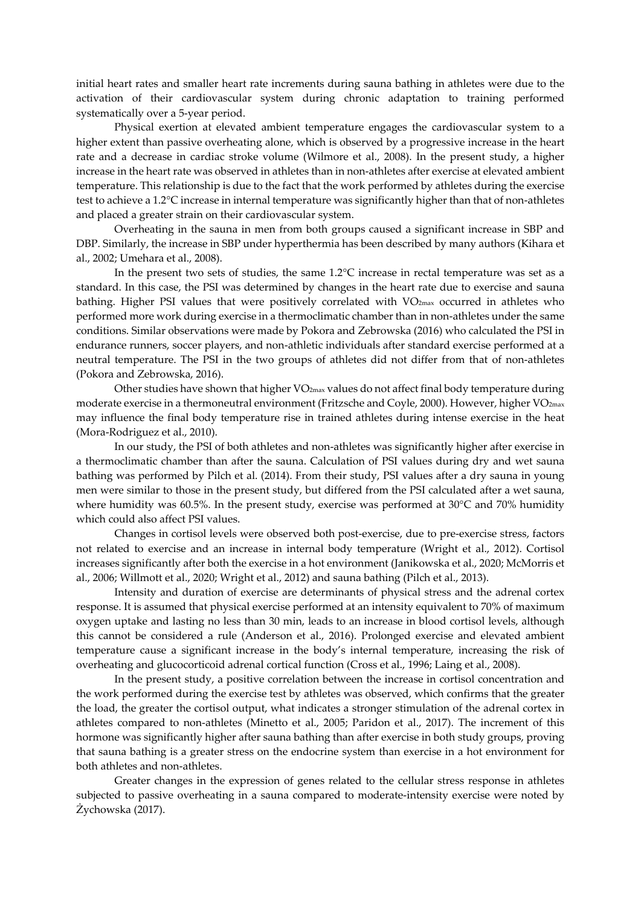initial heart rates and smaller heart rate increments during sauna bathing in athletes were due to the activation of their cardiovascular system during chronic adaptation to training performed systematically over a 5-year period.

Physical exertion at elevated ambient temperature engages the cardiovascular system to a higher extent than passive overheating alone, which is observed by a progressive increase in the heart rate and a decrease in cardiac stroke volume (Wilmore et al., 2008). In the present study, a higher increase in the heart rate was observed in athletes than in non-athletes after exercise at elevated ambient temperature. This relationship is due to the fact that the work performed by athletes during the exercise test to achieve a 1.2°C increase in internal temperature was significantly higher than that of non-athletes and placed a greater strain on their cardiovascular system.

Overheating in the sauna in men from both groups caused a significant increase in SBP and DBP. Similarly, the increase in SBP under hyperthermia has been described by many authors (Kihara et al., 2002; Umehara et al., 2008).

In the present two sets of studies, the same 1.2°C increase in rectal temperature was set as a standard. In this case, the PSI was determined by changes in the heart rate due to exercise and sauna bathing. Higher PSI values that were positively correlated with $VO_{2max}$ occurred in athletes who performed more work during exercise in a thermoclimatic chamber than in non-athletes under the same conditions. Similar observations were made by Pokora and Zebrowska (2016) who calculated the PSI in endurance runners, soccer players, and non-athletic individuals after standard exercise performed at a neutral temperature. The PSI in the two groups of athletes did not differ from that of non-athletes (Pokora and Zebrowska, 2016).

Other studies have shown that higher $VO_{2max}$ values do not affect final body temperature during moderate exercise in a thermoneutral environment (Fritzsche and Coyle, 2000). However, higher $VO_{2max}$ may influence the final body temperature rise in trained athletes during intense exercise in the heat (Mora-Rodriguez et al., 2010).

In our study, the PSI of both athletes and non-athletes was significantly higher after exercise in a thermoclimatic chamber than after the sauna. Calculation of PSI values during dry and wet sauna bathing was performed by Pilch et al. (2014). From their study, PSI values after a dry sauna in young men were similar to those in the present study, but differed from the PSI calculated after a wet sauna, where humidity was 60.5%. In the present study, exercise was performed at 30°C and 70% humidity which could also affect PSI values.

Changes in cortisol levels were observed both post-exercise, due to pre-exercise stress, factors not related to exercise and an increase in internal body temperature (Wright et al., 2012). Cortisol increases significantly after both the exercise in a hot environment (Janikowska et al., 2020; McMorris et al., 2006; Willmott et al., 2020; Wright et al., 2012) and sauna bathing (Pilch et al., 2013).

Intensity and duration of exercise are determinants of physical stress and the adrenal cortex response. It is assumed that physical exercise performed at an intensity equivalent to 70% of maximum oxygen uptake and lasting no less than 30 min, leads to an increase in blood cortisol levels, although this cannot be considered a rule (Anderson et al., 2016). Prolonged exercise and elevated ambient temperature cause a significant increase in the body's internal temperature, increasing the risk of overheating and glucocorticoid adrenal cortical function (Cross et al., 1996; Laing et al., 2008).

In the present study, a positive correlation between the increase in cortisol concentration and the work performed during the exercise test by athletes was observed, which confirms that the greater the load, the greater the cortisol output, what indicates a stronger stimulation of the adrenal cortex in athletes compared to non-athletes (Minetto et al., 2005; Paridon et al., 2017). The increment of this hormone was significantly higher after sauna bathing than after exercise in both study groups, proving that sauna bathing is a greater stress on the endocrine system than exercise in a hot environment for both athletes and non-athletes.

Greater changes in the expression of genes related to the cellular stress response in athletes subjected to passive overheating in a sauna compared to moderate-intensity exercise were noted by Żychowska (2017).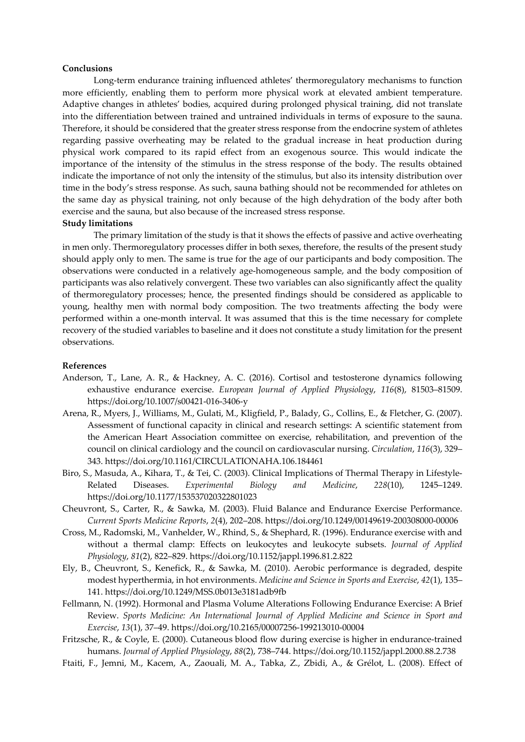**Conclusions**

Long-term endurance training influenced athletes' thermoregulatory mechanisms to function more efficiently, enabling them to perform more physical work at elevated ambient temperature. Adaptive changes in athletes' bodies, acquired during prolonged physical training, did not translate into the differentiation between trained and untrained individuals in terms of exposure to the sauna. Therefore, it should be considered that the greater stress response from the endocrine system of athletes regarding passive overheating may be related to the gradual increase in heat production during physical work compared to its rapid effect from an exogenous source. This would indicate the importance of the intensity of the stimulus in the stress response of the body. The results obtained indicate the importance of not only the intensity of the stimulus, but also its intensity distribution over time in the body's stress response. As such, sauna bathing should not be recommended for athletes on the same day as physical training, not only because of the high dehydration of the body after both exercise and the sauna, but also because of the increased stress response.

**Study limitations**

The primary limitation of the study is that it shows the effects of passive and active overheating in men only. Thermoregulatory processes differ in both sexes, therefore, the results of the present study should apply only to men. The same is true for the age of our participants and body composition. The observations were conducted in a relatively age-homogeneous sample, and the body composition of participants was also relatively convergent. These two variables can also significantly affect the quality of thermoregulatory processes; hence, the presented findings should be considered as applicable to young, healthy men with normal body composition. The two treatments affecting the body were performed within a one-month interval. It was assumed that this is the time necessary for complete recovery of the studied variables to baseline and it does not constitute a study limitation for the present observations.

**References**

Anderson, T., Lane, A. R., & Hackney, A. C. (2016). Cortisol and testosterone dynamics following exhaustive endurance exercise. *European Journal of Applied Physiology*, *116*(8), 81503–81509. https://doi.org/10.1007/s00421-016-3406-y

Arena, R., Myers, J., Williams, M., Gulati, M., Kligfield, P., Balady, G., Collins, E., & Fletcher, G. (2007). Assessment of functional capacity in clinical and research settings: A scientific statement from the American Heart Association committee on exercise, rehabilitation, and prevention of the council on clinical cardiology and the council on cardiovascular nursing. *Circulation*, *116*(3), 329–343. https://doi.org/10.1161/CIRCULATIONAHA.106.184461

Biro, S., Masuda, A., Kihara, T., & Tei, C. (2003). Clinical Implications of Thermal Therapy in Lifestyle-Related Diseases. *Experimental Biology and Medicine*, *228*(10), 1245–1249. https://doi.org/10.1177/153537020322801023

Cheuvront, S., Carter, R., & Sawka, M. (2003). Fluid Balance and Endurance Exercise Performance. *Current Sports Medicine Reports*, *2*(4), 202–208. https://doi.org/10.1249/00149619-200308000-00006

Cross, M., Radomski, M., Vanhelder, W., Rhind, S., & Shephard, R. (1996). Endurance exercise with and without a thermal clamp: Effects on leukocytes and leukocyte subsets. *Journal of Applied Physiology*, *81*(2), 822–829. https://doi.org/10.1152/jappl.1996.81.2.822

Ely, B., Cheuvront, S., Kenefick, R., & Sawka, M. (2010). Aerobic performance is degraded, despite modest hyperthermia, in hot environments. *Medicine and Science in Sports and Exercise*, *42*(1), 135–141. https://doi.org/10.1249/MSS.0b013e3181adb9fb

Fellmann, N. (1992). Hormonal and Plasma Volume Alterations Following Endurance Exercise: A Brief Review. *Sports Medicine: An International Journal of Applied Medicine and Science in Sport and Exercise*, *13*(1), 37–49. https://doi.org/10.2165/00007256-199213010-00004

Fritzsche, R., & Coyle, E. (2000). Cutaneous blood flow during exercise is higher in endurance-trained humans. *Journal of Applied Physiology*, *88*(2), 738–744. https://doi.org/10.1152/jappl.2000.88.2.738

Ftaiti, F., Jemni, M., Kacem, A., Zaouali, M. A., Tabka, Z., Zbidi, A., & Grélot, L. (2008). Effect of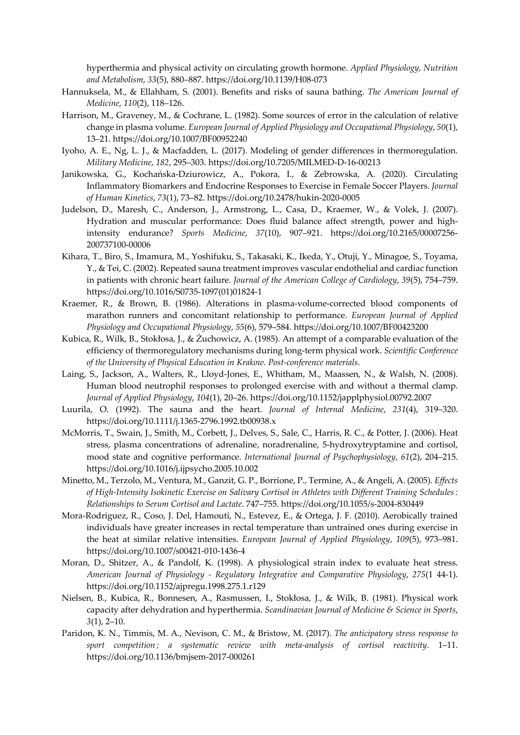hyperthermia and physical activity on circulating growth hormone. *Applied Physiology, Nutrition and Metabolism*, *33*(5), 880–887. https://doi.org/10.1139/H08-073

Hannuksela, M., & Ellahham, S. (2001). Benefits and risks of sauna bathing. *The American Journal of Medicine*, *110*(2), 118–126.

Harrison, M., Graveney, M., & Cochrane, L. (1982). Some sources of error in the calculation of relative change in plasma volume. *European Journal of Applied Physiology and Occupational Physiology*, *50*(1), 13–21. https://doi.org/10.1007/BF00952240

Iyoho, A. E., Ng, L. J., & Macfadden, L. (2017). Modeling of gender differences in thermoregulation. *Military Medicine*, *182*, 295–303. https://doi.org/10.7205/MILMED-D-16-00213

Janikowska, G., Kochańska-Dziurowicz, A., Pokora, I., & Zebrowska, A. (2020). Circulating Inflammatory Biomarkers and Endocrine Responses to Exercise in Female Soccer Players. *Journal of Human Kinetics*, *73*(1), 73–82. https://doi.org/10.2478/hukin-2020-0005

Judelson, D., Maresh, C., Anderson, J., Armstrong, L., Casa, D., Kraemer, W., & Volek, J. (2007). Hydration and muscular performance: Does fluid balance affect strength, power and high-intensity endurance? *Sports Medicine*, *37*(10), 907–921. https://doi.org/10.2165/00007256-200737100-00006

Kihara, T., Biro, S., Imamura, M., Yoshifuku, S., Takasaki, K., Ikeda, Y., Otuji, Y., Minagoe, S., Toyama, Y., & Tei, C. (2002). Repeated sauna treatment improves vascular endothelial and cardiac function in patients with chronic heart failure. *Journal of the American College of Cardiology*, *39*(5), 754–759. https://doi.org/10.1016/S0735-1097(01)01824-1

Kraemer, R., & Brown, B. (1986). Alterations in plasma-volume-corrected blood components of marathon runners and concomitant relationship to performance. *European Journal of Applied Physiology and Occupational Physiology*, *55*(6), 579–584. https://doi.org/10.1007/BF00423200

Kubica, R., Wilk, B., Stokłosa, J., & Żuchowicz, A. (1985). An attempt of a comparable evaluation of the efficiency of thermoregulatory mechanisms during long-term physical work. *Scientific Conference of the University of Physical Education in Krakow. Post-conference materials*.

Laing, S., Jackson, A., Walters, R., Lloyd-Jones, E., Whitham, M., Maassen, N., & Walsh, N. (2008). Human blood neutrophil responses to prolonged exercise with and without a thermal clamp. *Journal of Applied Physiology*, *104*(1), 20–26. https://doi.org/10.1152/japplphysiol.00792.2007

Luurila, O. (1992). The sauna and the heart. *Journal of Internal Medicine*, *231*(4), 319–320. https://doi.org/10.1111/j.1365-2796.1992.tb00938.x

McMorris, T., Swain, J., Smith, M., Corbett, J., Delves, S., Sale, C., Harris, R. C., & Potter, J. (2006). Heat stress, plasma concentrations of adrenaline, noradrenaline, 5-hydroxytryptamine and cortisol, mood state and cognitive performance. *International Journal of Psychophysiology*, *61*(2), 204–215. https://doi.org/10.1016/j.ijpsycho.2005.10.002

Minetto, M., Terzolo, M., Ventura, M., Ganzit, G. P., Borrione, P., Termine, A., & Angeli, A. (2005). *Effects of High-Intensity Isokinetic Exercise on Salivary Cortisol in Athletes with Different Training Schedules : Relationships to Serum Cortisol and Lactate*. 747–755. https://doi.org/10.1055/s-2004-830449

Mora-Rodriguez, R., Coso, J. Del, Hamouti, N., Estevez, E., & Ortega, J. F. (2010). Aerobically trained individuals have greater increases in rectal temperature than untrained ones during exercise in the heat at similar relative intensities. *European Journal of Applied Physiology*, *109*(5), 973–981. https://doi.org/10.1007/s00421-010-1436-4

Moran, D., Shitzer, A., & Pandolf, K. (1998). A physiological strain index to evaluate heat stress. *American Journal of Physiology - Regulatory Integrative and Comparative Physiology*, *275*(1 44-1). https://doi.org/10.1152/ajpregu.1998.275.1.r129

Nielsen, B., Kubica, R., Bonnesen, A., Rasmussen, I., Stokłosa, J., & Wilk, B. (1981). Physical work capacity after dehydration and hyperthermia. *Scandinavian Journal of Medicine & Science in Sports*, *3*(1), 2–10.

Paridon, K. N., Timmis, M. A., Nevison, C. M., & Bristow, M. (2017). *The anticipatory stress response to sport competition ; a systematic review with meta-analysis of cortisol reactivity*. 1–11. https://doi.org/10.1136/bmjsem-2017-000261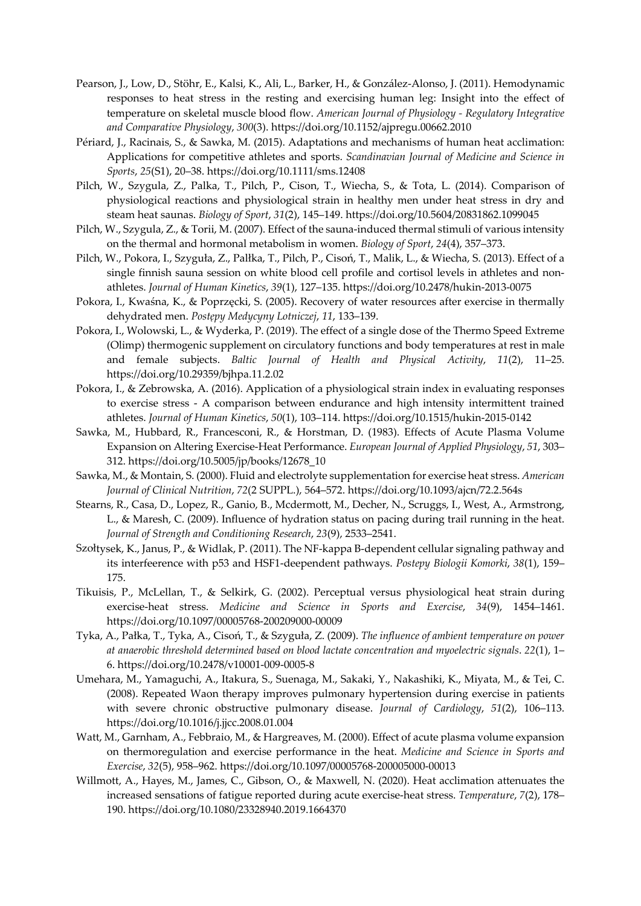Pearson, J., Low, D., Stöhr, E., Kalsi, K., Ali, L., Barker, H., & González-Alonso, J. (2011). Hemodynamic responses to heat stress in the resting and exercising human leg: Insight into the effect of temperature on skeletal muscle blood flow. *American Journal of Physiology - Regulatory Integrative and Comparative Physiology*, *300*(3). https://doi.org/10.1152/ajpregu.00662.2010

Périard, J., Racinais, S., & Sawka, M. (2015). Adaptations and mechanisms of human heat acclimation: Applications for competitive athletes and sports. *Scandinavian Journal of Medicine and Science in Sports*, *25*(S1), 20–38. https://doi.org/10.1111/sms.12408

Pilch, W., Szygula, Z., Palka, T., Pilch, P., Cison, T., Wiecha, S., & Tota, L. (2014). Comparison of physiological reactions and physiological strain in healthy men under heat stress in dry and steam heat saunas. *Biology of Sport*, *31*(2), 145–149. https://doi.org/10.5604/20831862.1099045

Pilch, W., Szygula, Z., & Torii, M. (2007). Effect of the sauna-induced thermal stimuli of various intensity on the thermal and hormonal metabolism in women. *Biology of Sport*, *24*(4), 357–373.

Pilch, W., Pokora, I., Szyguła, Z., Pałłka, T., Pilch, P., Cisoń, T., Malik, L., & Wiecha, S. (2013). Effect of a single finnish sauna session on white blood cell profile and cortisol levels in athletes and non-athletes. *Journal of Human Kinetics*, *39*(1), 127–135. https://doi.org/10.2478/hukin-2013-0075

Pokora, I., Kwaśna, K., & Poprzęcki, S. (2005). Recovery of water resources after exercise in thermally dehydrated men. *Postępy Medycyny Lotniczej*, *11*, 133–139.

Pokora, I., Wolowski, L., & Wyderka, P. (2019). The effect of a single dose of the Thermo Speed Extreme (Olimp) thermogenic supplement on circulatory functions and body temperatures at rest in male and female subjects. *Baltic Journal of Health and Physical Activity*, *11*(2), 11–25. https://doi.org/10.29359/bjhpa.11.2.02

Pokora, I., & Zebrowska, A. (2016). Application of a physiological strain index in evaluating responses to exercise stress - A comparison between endurance and high intensity intermittent trained athletes. *Journal of Human Kinetics*, *50*(1), 103–114. https://doi.org/10.1515/hukin-2015-0142

Sawka, M., Hubbard, R., Francesconi, R., & Horstman, D. (1983). Effects of Acute Plasma Volume Expansion on Altering Exercise-Heat Performance. *European Journal of Applied Physiology*, *51*, 303–312. https://doi.org/10.5005/jp/books/12678_10

Sawka, M., & Montain, S. (2000). Fluid and electrolyte supplementation for exercise heat stress. *American Journal of Clinical Nutrition*, *72*(2 SUPPL.), 564–572. https://doi.org/10.1093/ajcn/72.2.564s

Stearns, R., Casa, D., Lopez, R., Ganio, B., Mcdermott, M., Decher, N., Scruggs, I., West, A., Armstrong, L., & Maresh, C. (2009). Influence of hydration status on pacing during trail running in the heat. *Journal of Strength and Conditioning Research*, *23*(9), 2533–2541.

Szołtysek, K., Janus, P., & Widlak, P. (2011). The NF-kappa B-dependent cellular signaling pathway and its interfeerence with p53 and HSF1-deependent pathways. *Postepy Biologii Komorki*, *38*(1), 159–175.

Tikuisis, P., McLellan, T., & Selkirk, G. (2002). Perceptual versus physiological heat strain during exercise-heat stress. *Medicine and Science in Sports and Exercise*, *34*(9), 1454–1461. https://doi.org/10.1097/00005768-200209000-00009

Tyka, A., Pałka, T., Tyka, A., Cisoń, T., & Szyguła, Z. (2009). *The influence of ambient temperature on power at anaerobic threshold determined based on blood lactate concentration and myoelectric signals*. *22*(1), 1–6. https://doi.org/10.2478/v10001-009-0005-8

Umehara, M., Yamaguchi, A., Itakura, S., Suenaga, M., Sakaki, Y., Nakashiki, K., Miyata, M., & Tei, C. (2008). Repeated Waon therapy improves pulmonary hypertension during exercise in patients with severe chronic obstructive pulmonary disease. *Journal of Cardiology*, *51*(2), 106–113. https://doi.org/10.1016/j.jjcc.2008.01.004

Watt, M., Garnham, A., Febbraio, M., & Hargreaves, M. (2000). Effect of acute plasma volume expansion on thermoregulation and exercise performance in the heat. *Medicine and Science in Sports and Exercise*, *32*(5), 958–962. https://doi.org/10.1097/00005768-200005000-00013

Willmott, A., Hayes, M., James, C., Gibson, O., & Maxwell, N. (2020). Heat acclimation attenuates the increased sensations of fatigue reported during acute exercise-heat stress. *Temperature*, *7*(2), 178–190. https://doi.org/10.1080/23328940.2019.1664370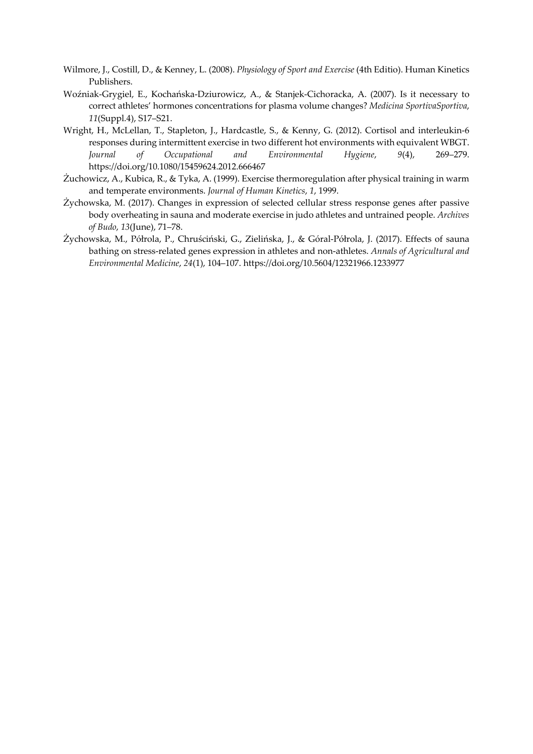Wilmore, J., Costill, D., & Kenney, L. (2008). *Physiology of Sport and Exercise* (4th Editio). Human Kinetics Publishers.

Woźniak-Grygiel, E., Kochańska-Dziurowicz, A., & Stanjek-Cichoracka, A. (2007). Is it necessary to correct athletes' hormones concentrations for plasma volume changes? *Medicina SportivaSportiva*, *11*(Suppl.4), S17–S21.

Wright, H., McLellan, T., Stapleton, J., Hardcastle, S., & Kenny, G. (2012). Cortisol and interleukin-6 responses during intermittent exercise in two different hot environments with equivalent WBGT. *Journal of Occupational and Environmental Hygiene*, *9*(4), 269–279. https://doi.org/10.1080/15459624.2012.666467

Żuchowicz, A., Kubica, R., & Tyka, A. (1999). Exercise thermoregulation after physical training in warm and temperate environments. *Journal of Human Kinetics*, *1*, 1999.

Żychowska, M. (2017). Changes in expression of selected cellular stress response genes after passive body overheating in sauna and moderate exercise in judo athletes and untrained people. *Archives of Budo*, *13*(June), 71–78.

Żychowska, M., Półrola, P., Chruściński, G., Zielińska, J., & Góral-Półrola, J. (2017). Effects of sauna bathing on stress-related genes expression in athletes and non-athletes. *Annals of Agricultural and Environmental Medicine*, *24*(1), 104–107. https://doi.org/10.5604/12321966.1233977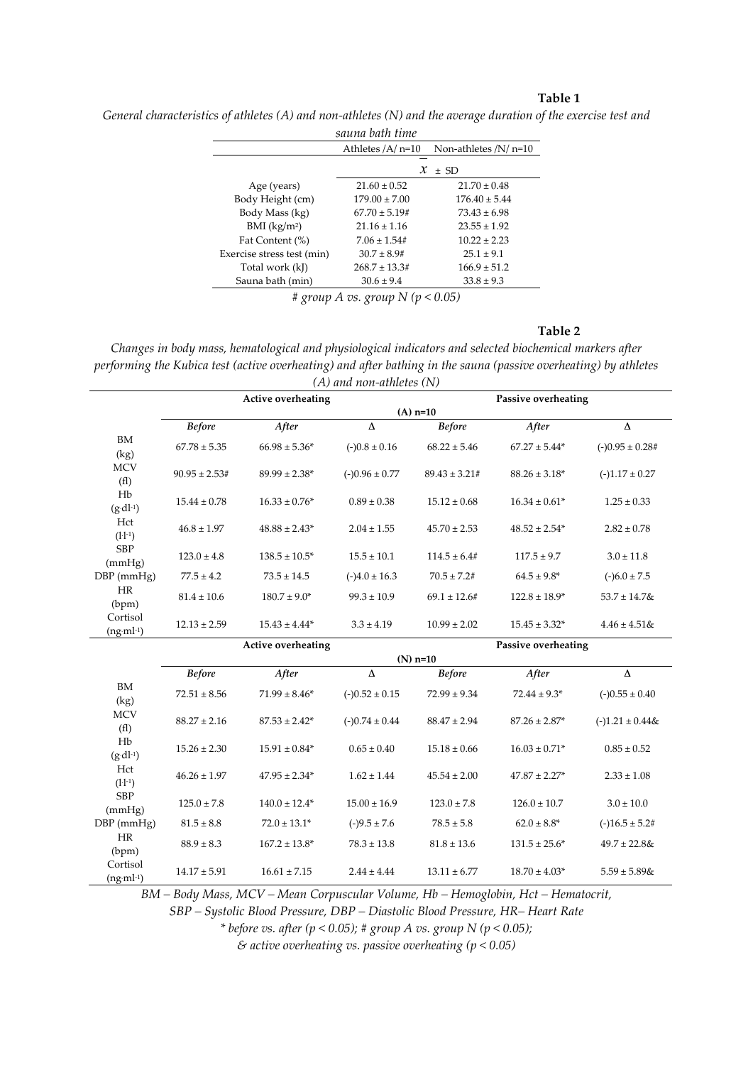**Table 1**

*General characteristics of athletes (A) and non-athletes (N) and the average duration of the exercise test and sauna bath time*

| | Athletes /A/ n=10 | Non-athletes /N/ n=10 |
|---|---|---|
| | $\bar{x} \pm$ SD | |
| Age (years) | 21.60 ± 0.52 | 21.70 ± 0.48 |
| Body Height (cm) | 179.00 ± 7.00 | 176.40 ± 5.44 |
| Body Mass (kg) | 67.70 ± 5.19# | 73.43 ± 6.98 |
| BMI (kg/m²) | 21.16 ± 1.16 | 23.55 ± 1.92 |
| Fat Content (%) | 7.06 ± 1.54# | 10.22 ± 2.23 |
| Exercise stress test (min) | 30.7 ± 8.9# | 25.1 ± 9.1 |
| Total work (kJ) | 268.7 ± 13.3# | 166.9 ± 51.2 |
| Sauna bath (min) | 30.6 ± 9.4 | 33.8 ± 9.3 |

*# group A vs. group N ($p < 0.05$)*

**Table 2**

*Changes in body mass, hematological and physiological indicators and selected biochemical markers after performing the Kubica test (active overheating) and after bathing in the sauna (passive overheating) by athletes (A) and non-athletes (N)*

| | Active overheating | | | Passive overheating | | |
|---|---|---|---|---|---|---|
| | (A) n=10 | | | | | |
| | *Before* | *After* | Δ | *Before* | *After* | Δ |
| BM (kg) | 67.78 ± 5.35 | 66.98 ± 5.36* | (-)0.8 ± 0.16 | 68.22 ± 5.46 | 67.27 ± 5.44* | (-)0.95 ± 0.28# |
| MCV (fl) | 90.95 ± 2.53# | 89.99 ± 2.38* | (-)0.96 ± 0.77 | 89.43 ± 3.21# | 88.26 ± 3.18* | (-)1.17 ± 0.27 |
| Hb (g·dl⁻¹) | 15.44 ± 0.78 | 16.33 ± 0.76* | 0.89 ± 0.38 | 15.12 ± 0.68 | 16.34 ± 0.61* | 1.25 ± 0.33 |
| Hct (l·l⁻¹) | 46.8 ± 1.97 | 48.88 ± 2.43* | 2.04 ± 1.55 | 45.70 ± 2.53 | 48.52 ± 2.54* | 2.82 ± 0.78 |
| SBP (mmHg) | 123.0 ± 4.8 | 138.5 ± 10.5* | 15.5 ± 10.1 | 114.5 ± 6.4# | 117.5 ± 9.7 | 3.0 ± 11.8 |
| DBP (mmHg) | 77.5 ± 4.2 | 73.5 ± 14.5 | (-)4.0 ± 16.3 | 70.5 ± 7.2# | 64.5 ± 9.8* | (-)6.0 ± 7.5 |
| HR (bpm) | 81.4 ± 10.6 | 180.7 ± 9.0* | 99.3 ± 10.9 | 69.1 ± 12.6# | 122.8 ± 18.9* | 53.7 ± 14.7& |
| Cortisol (ng·ml⁻¹) | 12.13 ± 2.59 | 15.43 ± 4.44* | 3.3 ± 4.19 | 10.99 ± 2.02 | 15.45 ± 3.32* | 4.46 ± 4.51& |
| | **Active overheating** | | | **Passive overheating** | | |
| | (N) n=10 | | | | | |
| | *Before* | *After* | Δ | *Before* | *After* | Δ |
| BM (kg) | 72.51 ± 8.56 | 71.99 ± 8.46* | (-)0.52 ± 0.15 | 72.99 ± 9.34 | 72.44 ± 9.3* | (-)0.55 ± 0.40 |
| MCV (fl) | 88.27 ± 2.16 | 87.53 ± 2.42* | (-)0.74 ± 0.44 | 88.47 ± 2.94 | 87.26 ± 2.87* | (-)1.21 ± 0.44& |
| Hb (g·dl⁻¹) | 15.26 ± 2.30 | 15.91 ± 0.84* | 0.65 ± 0.40 | 15.18 ± 0.66 | 16.03 ± 0.71* | 0.85 ± 0.52 |
| Hct (l·l⁻¹) | 46.26 ± 1.97 | 47.95 ± 2.34* | 1.62 ± 1.44 | 45.54 ± 2.00 | 47.87 ± 2.27* | 2.33 ± 1.08 |
| SBP (mmHg) | 125.0 ± 7.8 | 140.0 ± 12.4* | 15.00 ± 16.9 | 123.0 ± 7.8 | 126.0 ± 10.7 | 3.0 ± 10.0 |
| DBP (mmHg) | 81.5 ± 8.8 | 72.0 ± 13.1* | (-)9.5 ± 7.6 | 78.5 ± 5.8 | 62.0 ± 8.8* | (-)16.5 ± 5.2# |
| HR (bpm) | 88.9 ± 8.3 | 167.2 ± 13.8* | 78.3 ± 13.8 | 81.8 ± 13.6 | 131.5 ± 25.6* | 49.7 ± 22.8& |
| Cortisol (ng·ml⁻¹) | 14.17 ± 5.91 | 16.61 ± 7.15 | 2.44 ± 4.44 | 13.11 ± 6.77 | 18.70 ± 4.03* | 5.59 ± 5.89& |

*BM – Body Mass, MCV – Mean Corpuscular Volume, Hb – Hemoglobin, Hct – Hematocrit, SBP – Systolic Blood Pressure, DBP – Diastolic Blood Pressure, HR– Heart Rate*

*\* before vs. after ($p < 0.05$); # group A vs. group N ($p < 0.05$);*

*& active overheating vs. passive overheating ($p < 0.05$)*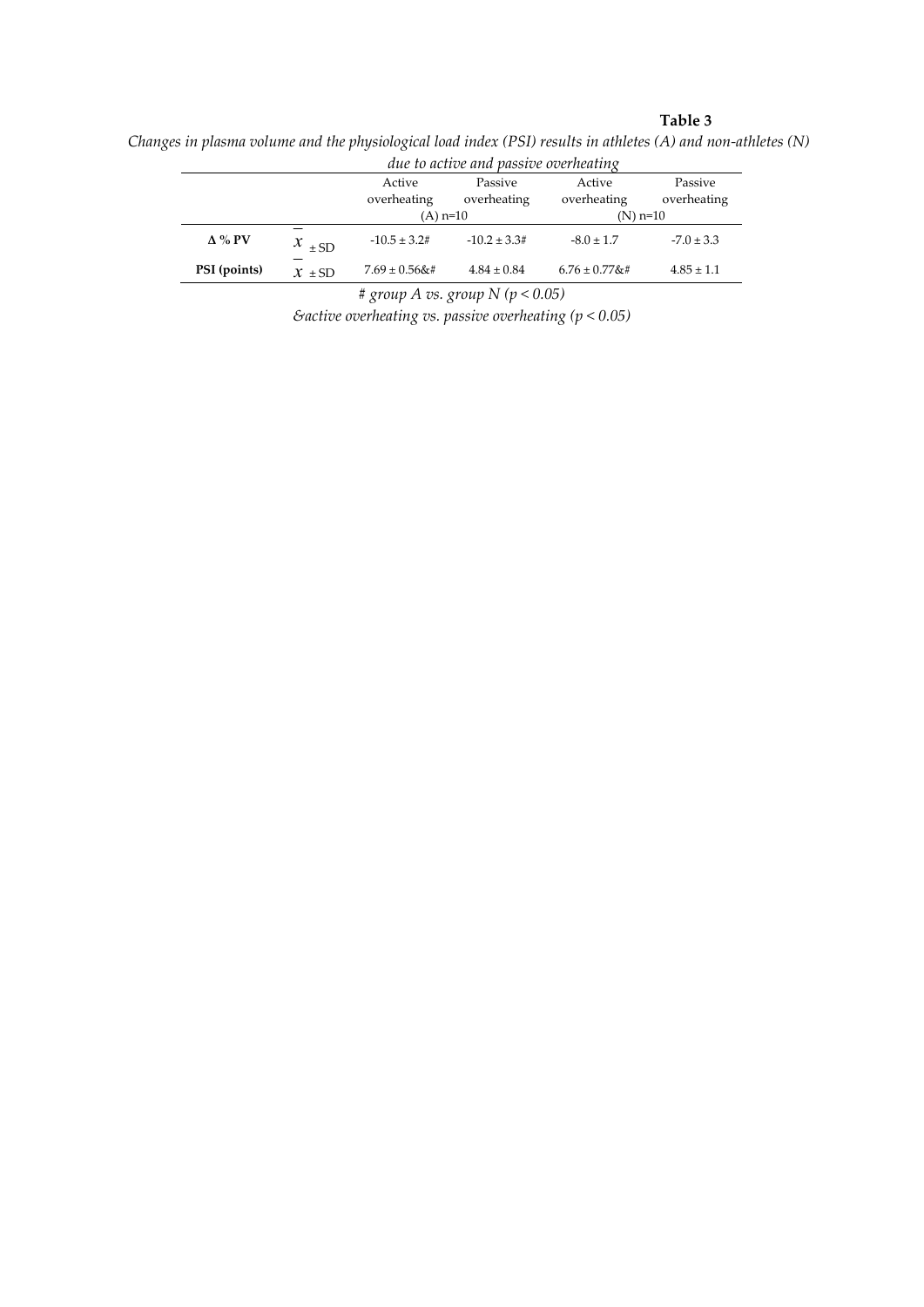**Table 3**

*Changes in plasma volume and the physiological load index (PSI) results in athletes (A) and non-athletes (N) due to active and passive overheating*

| | | Active overheating | Passive overheating | Active overheating | Passive overheating |
|---|---|---|---|---|---|
| | | (A) n=10 | | (N) n=10 | |
| **Δ % PV** | $\bar{x}$ ± SD | -10.5 ± 3.2# | -10.2 ± 3.3# | -8.0 ± 1.7 | -7.0 ± 3.3 |
| **PSI (points)** | $\bar{x}$ ± SD | 7.69 ± 0.56&# | 4.84 ± 0.84 | 6.76 ± 0.77&# | 4.85 ± 1.1 |

*# group A vs. group N ($p < 0.05$)*

*&active overheating vs. passive overheating ($p < 0.05$)*